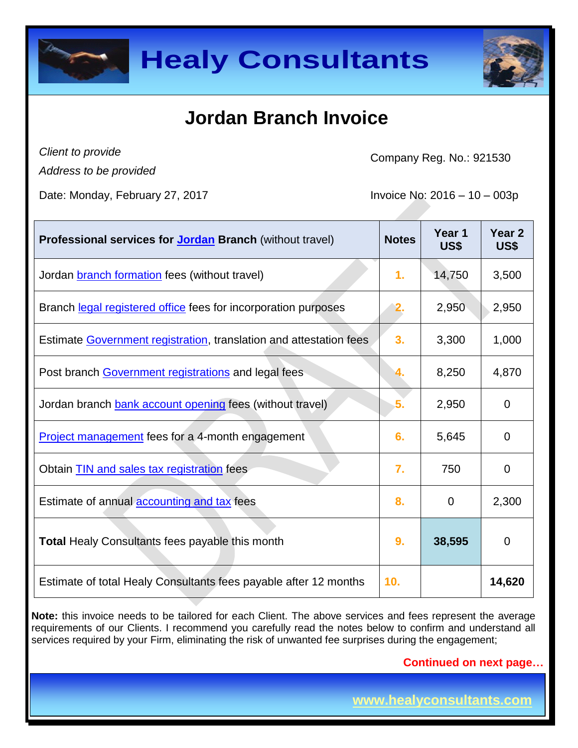# Healy Consultants

## Jordan Branch Invoice

*Client to provide*
*Address to be provided*

Company Reg. No.: 921530

Date: Monday, February 27, 2017

Invoice No: 2016 – 10 – 003p

| **Professional services for Jordan Branch** (without travel) | **Notes** | **Year 1 US$** | **Year 2 US$** |
|---|---|---|---|
| Jordan branch formation fees (without travel) | 1. | 14,750 | 3,500 |
| Branch legal registered office fees for incorporation purposes | 2. | 2,950 | 2,950 |
| Estimate Government registration, translation and attestation fees | 3. | 3,300 | 1,000 |
| Post branch Government registrations and legal fees | 4. | 8,250 | 4,870 |
| Jordan branch bank account opening fees (without travel) | 5. | 2,950 | 0 |
| Project management fees for a 4-month engagement | 6. | 5,645 | 0 |
| Obtain TIN and sales tax registration fees | 7. | 750 | 0 |
| Estimate of annual accounting and tax fees | 8. | 0 | 2,300 |
| **Total** Healy Consultants fees payable this month | 9. | **38,595** | 0 |
| Estimate of total Healy Consultants fees payable after 12 months | 10. | | **14,620** |

**Note:** this invoice needs to be tailored for each Client. The above services and fees represent the average requirements of our Clients. I recommend you carefully read the notes below to confirm and understand all services required by your Firm, eliminating the risk of unwanted fee surprises during the engagement;

**Continued on next page…**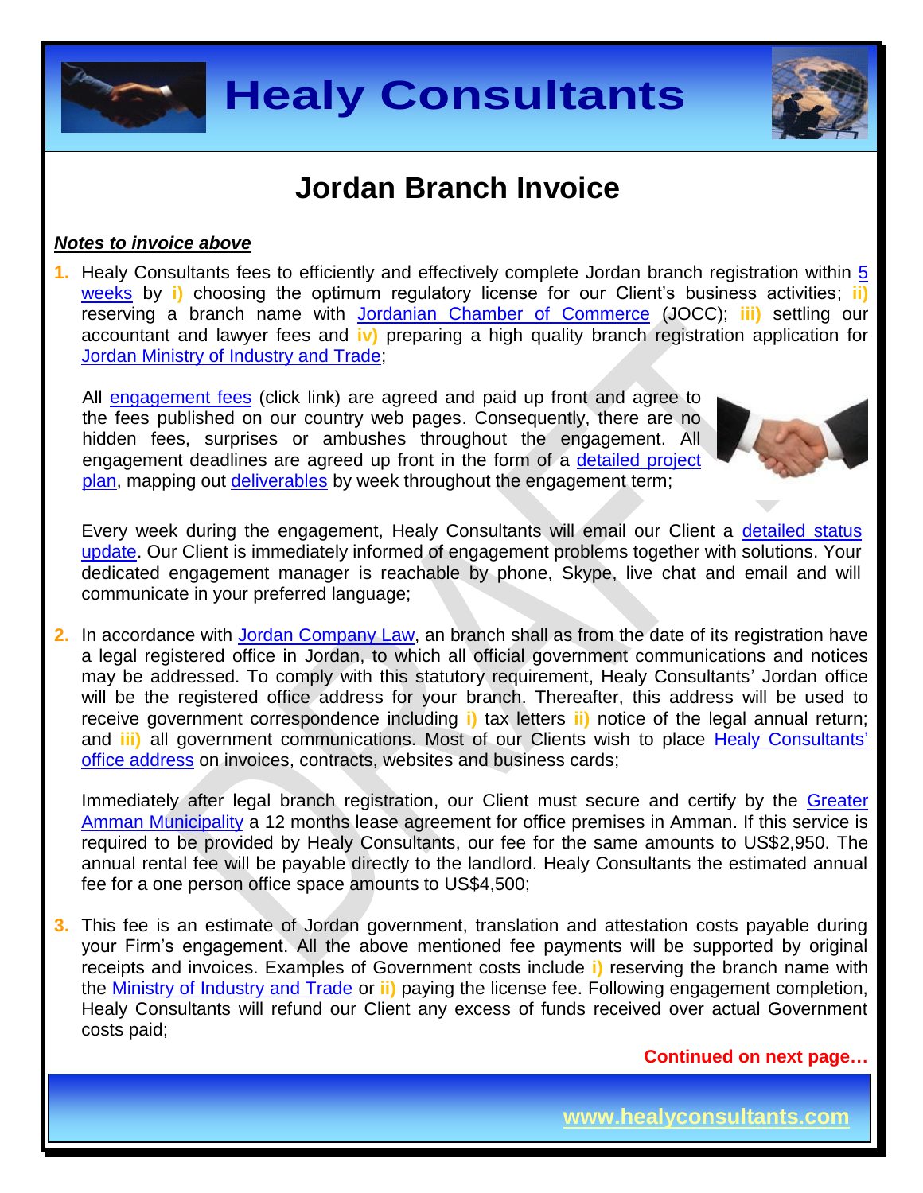# Jordan Branch Invoice

***Notes to invoice above***

1. Healy Consultants fees to efficiently and effectively complete Jordan branch registration within 5 weeks by **i)** choosing the optimum regulatory license for our Client's business activities; **ii)** reserving a branch name with Jordanian Chamber of Commerce (JOCC); **iii)** settling our accountant and lawyer fees and **iv)** preparing a high quality branch registration application for Jordan Ministry of Industry and Trade;

   All engagement fees (click link) are agreed and paid up front and agree to the fees published on our country web pages. Consequently, there are no hidden fees, surprises or ambushes throughout the engagement. All engagement deadlines are agreed up front in the form of a detailed project plan, mapping out deliverables by week throughout the engagement term;

   Every week during the engagement, Healy Consultants will email our Client a detailed status update. Our Client is immediately informed of engagement problems together with solutions. Your dedicated engagement manager is reachable by phone, Skype, live chat and email and will communicate in your preferred language;

2. In accordance with Jordan Company Law, an branch shall as from the date of its registration have a legal registered office in Jordan, to which all official government communications and notices may be addressed. To comply with this statutory requirement, Healy Consultants' Jordan office will be the registered office address for your branch. Thereafter, this address will be used to receive government correspondence including **i)** tax letters **ii)** notice of the legal annual return; and **iii)** all government communications. Most of our Clients wish to place Healy Consultants' office address on invoices, contracts, websites and business cards;

   Immediately after legal branch registration, our Client must secure and certify by the Greater Amman Municipality a 12 months lease agreement for office premises in Amman. If this service is required to be provided by Healy Consultants, our fee for the same amounts to US$2,950. The annual rental fee will be payable directly to the landlord. Healy Consultants the estimated annual fee for a one person office space amounts to US$4,500;

3. This fee is an estimate of Jordan government, translation and attestation costs payable during your Firm's engagement. All the above mentioned fee payments will be supported by original receipts and invoices. Examples of Government costs include **i)** reserving the branch name with the Ministry of Industry and Trade or **ii)** paying the license fee. Following engagement completion, Healy Consultants will refund our Client any excess of funds received over actual Government costs paid;

**Continued on next page…**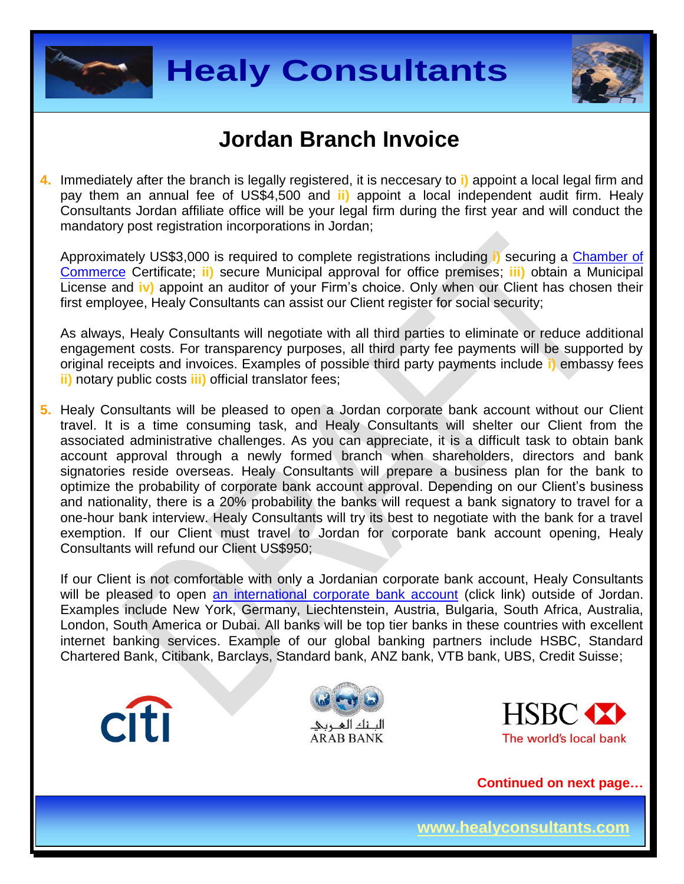# Jordan Branch Invoice

4. Immediately after the branch is legally registered, it is neccesary to i) appoint a local legal firm and pay them an annual fee of US$4,500 and ii) appoint a local independent audit firm. Healy Consultants Jordan affiliate office will be your legal firm during the first year and will conduct the mandatory post registration incorporations in Jordan;

   Approximately US$3,000 is required to complete registrations including i) securing a Chamber of Commerce Certificate; ii) secure Municipal approval for office premises; iii) obtain a Municipal License and iv) appoint an auditor of your Firm's choice. Only when our Client has chosen their first employee, Healy Consultants can assist our Client register for social security;

   As always, Healy Consultants will negotiate with all third parties to eliminate or reduce additional engagement costs. For transparency purposes, all third party fee payments will be supported by original receipts and invoices. Examples of possible third party payments include i) embassy fees ii) notary public costs iii) official translator fees;

5. Healy Consultants will be pleased to open a Jordan corporate bank account without our Client travel. It is a time consuming task, and Healy Consultants will shelter our Client from the associated administrative challenges. As you can appreciate, it is a difficult task to obtain bank account approval through a newly formed branch when shareholders, directors and bank signatories reside overseas. Healy Consultants will prepare a business plan for the bank to optimize the probability of corporate bank account approval. Depending on our Client's business and nationality, there is a 20% probability the banks will request a bank signatory to travel for a one-hour bank interview. Healy Consultants will try its best to negotiate with the bank for a travel exemption. If our Client must travel to Jordan for corporate bank account opening, Healy Consultants will refund our Client US$950;

   If our Client is not comfortable with only a Jordanian corporate bank account, Healy Consultants will be pleased to open an international corporate bank account (click link) outside of Jordan. Examples include New York, Germany, Liechtenstein, Austria, Bulgaria, South Africa, Australia, London, South America or Dubai. All banks will be top tier banks in these countries with excellent internet banking services. Example of our global banking partners include HSBC, Standard Chartered Bank, Citibank, Barclays, Standard bank, ANZ bank, VTB bank, UBS, Credit Suisse;

Continued on next page…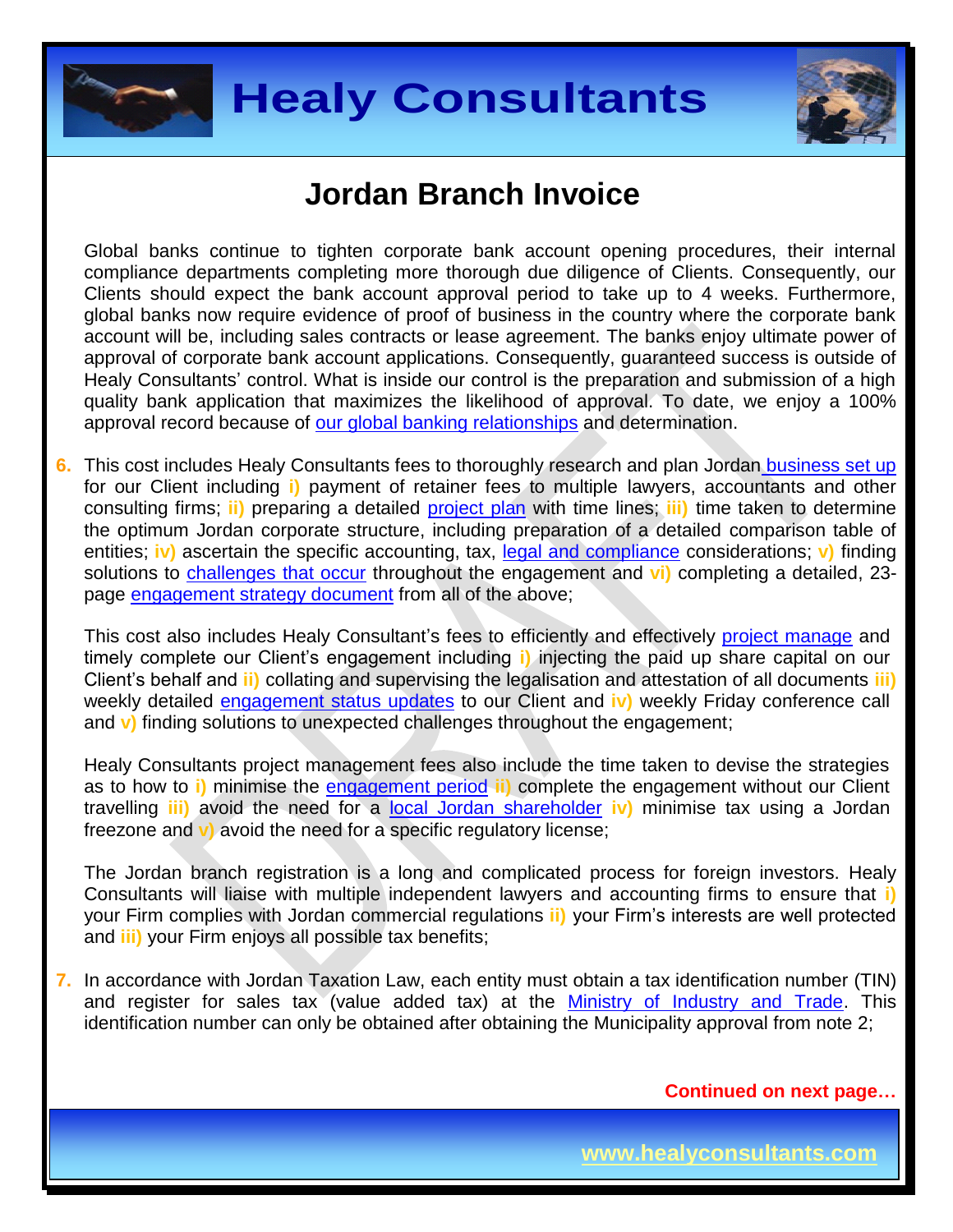# Jordan Branch Invoice

Global banks continue to tighten corporate bank account opening procedures, their internal compliance departments completing more thorough due diligence of Clients. Consequently, our Clients should expect the bank account approval period to take up to 4 weeks. Furthermore, global banks now require evidence of proof of business in the country where the corporate bank account will be, including sales contracts or lease agreement. The banks enjoy ultimate power of approval of corporate bank account applications. Consequently, guaranteed success is outside of Healy Consultants' control. What is inside our control is the preparation and submission of a high quality bank application that maximizes the likelihood of approval. To date, we enjoy a 100% approval record because of our global banking relationships and determination.

6. This cost includes Healy Consultants fees to thoroughly research and plan Jordan business set up for our Client including **i)** payment of retainer fees to multiple lawyers, accountants and other consulting firms; **ii)** preparing a detailed project plan with time lines; **iii)** time taken to determine the optimum Jordan corporate structure, including preparation of a detailed comparison table of entities; **iv)** ascertain the specific accounting, tax, legal and compliance considerations; **v)** finding solutions to challenges that occur throughout the engagement and **vi)** completing a detailed, 23-page engagement strategy document from all of the above;

   This cost also includes Healy Consultant's fees to efficiently and effectively project manage and timely complete our Client's engagement including **i)** injecting the paid up share capital on our Client's behalf and **ii)** collating and supervising the legalisation and attestation of all documents **iii)** weekly detailed engagement status updates to our Client and **iv)** weekly Friday conference call and **v)** finding solutions to unexpected challenges throughout the engagement;

   Healy Consultants project management fees also include the time taken to devise the strategies as to how to **i)** minimise the engagement period **ii)** complete the engagement without our Client travelling **iii)** avoid the need for a local Jordan shareholder **iv)** minimise tax using a Jordan freezone and **v)** avoid the need for a specific regulatory license;

   The Jordan branch registration is a long and complicated process for foreign investors. Healy Consultants will liaise with multiple independent lawyers and accounting firms to ensure that **i)** your Firm complies with Jordan commercial regulations **ii)** your Firm's interests are well protected and **iii)** your Firm enjoys all possible tax benefits;

7. In accordance with Jordan Taxation Law, each entity must obtain a tax identification number (TIN) and register for sales tax (value added tax) at the Ministry of Industry and Trade. This identification number can only be obtained after obtaining the Municipality approval from note 2;

**Continued on next page…**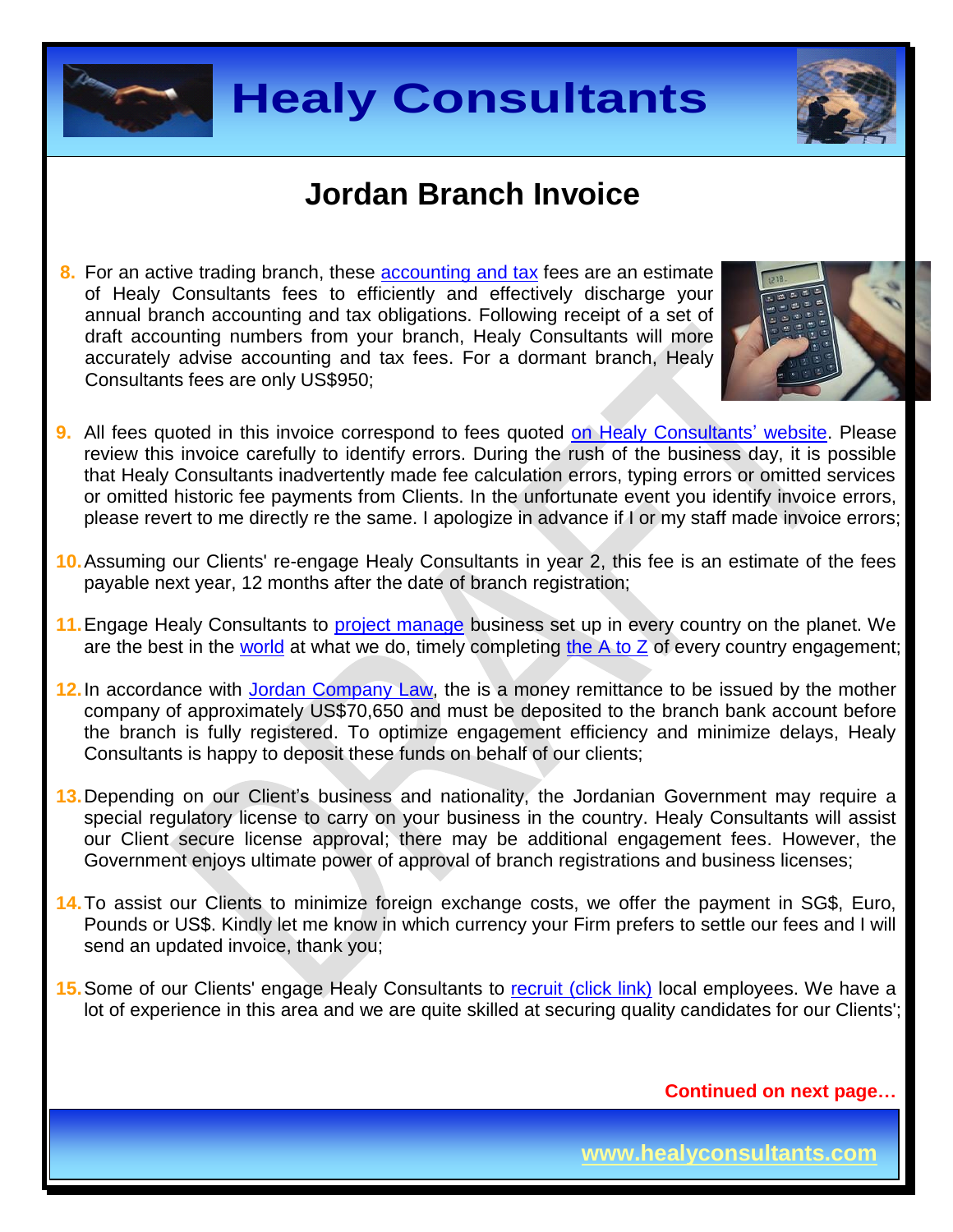## Jordan Branch Invoice

8. For an active trading branch, these accounting and tax fees are an estimate of Healy Consultants fees to efficiently and effectively discharge your annual branch accounting and tax obligations. Following receipt of a set of draft accounting numbers from your branch, Healy Consultants will more accurately advise accounting and tax fees. For a dormant branch, Healy Consultants fees are only US$950;

9. All fees quoted in this invoice correspond to fees quoted on Healy Consultants' website. Please review this invoice carefully to identify errors. During the rush of the business day, it is possible that Healy Consultants inadvertently made fee calculation errors, typing errors or omitted services or omitted historic fee payments from Clients. In the unfortunate event you identify invoice errors, please revert to me directly re the same. I apologize in advance if I or my staff made invoice errors;

10. Assuming our Clients' re-engage Healy Consultants in year 2, this fee is an estimate of the fees payable next year, 12 months after the date of branch registration;

11. Engage Healy Consultants to project manage business set up in every country on the planet. We are the best in the world at what we do, timely completing the A to Z of every country engagement;

12. In accordance with Jordan Company Law, the is a money remittance to be issued by the mother company of approximately US$70,650 and must be deposited to the branch bank account before the branch is fully registered. To optimize engagement efficiency and minimize delays, Healy Consultants is happy to deposit these funds on behalf of our clients;

13. Depending on our Client's business and nationality, the Jordanian Government may require a special regulatory license to carry on your business in the country. Healy Consultants will assist our Client secure license approval; there may be additional engagement fees. However, the Government enjoys ultimate power of approval of branch registrations and business licenses;

14. To assist our Clients to minimize foreign exchange costs, we offer the payment in SG$, Euro, Pounds or US$. Kindly let me know in which currency your Firm prefers to settle our fees and I will send an updated invoice, thank you;

15. Some of our Clients' engage Healy Consultants to recruit (click link) local employees. We have a lot of experience in this area and we are quite skilled at securing quality candidates for our Clients';

**Continued on next page…**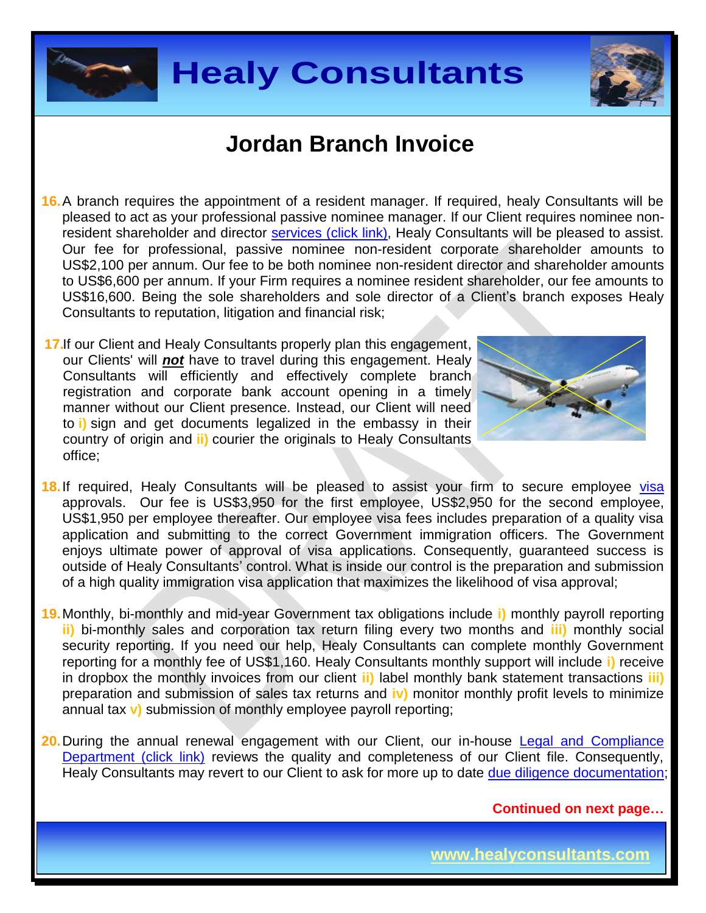# Jordan Branch Invoice

16. A branch requires the appointment of a resident manager. If required, healy Consultants will be pleased to act as your professional passive nominee manager. If our Client requires nominee non-resident shareholder and director services (click link), Healy Consultants will be pleased to assist. Our fee for professional, passive nominee non-resident corporate shareholder amounts to US$2,100 per annum. Our fee to be both nominee non-resident director and shareholder amounts to US$6,600 per annum. If your Firm requires a nominee resident shareholder, our fee amounts to US$16,600. Being the sole shareholders and sole director of a Client's branch exposes Healy Consultants to reputation, litigation and financial risk;

17. If our Client and Healy Consultants properly plan this engagement, our Clients' will ***not*** have to travel during this engagement. Healy Consultants will efficiently and effectively complete branch registration and corporate bank account opening in a timely manner without our Client presence. Instead, our Client will need to **i)** sign and get documents legalized in the embassy in their country of origin and **ii)** courier the originals to Healy Consultants office;

18. If required, Healy Consultants will be pleased to assist your firm to secure employee visa approvals. Our fee is US$3,950 for the first employee, US$2,950 for the second employee, US$1,950 per employee thereafter. Our employee visa fees includes preparation of a quality visa application and submitting to the correct Government immigration officers. The Government enjoys ultimate power of approval of visa applications. Consequently, guaranteed success is outside of Healy Consultants' control. What is inside our control is the preparation and submission of a high quality immigration visa application that maximizes the likelihood of visa approval;

19. Monthly, bi-monthly and mid-year Government tax obligations include **i)** monthly payroll reporting **ii)** bi-monthly sales and corporation tax return filing every two months and **iii)** monthly social security reporting. If you need our help, Healy Consultants can complete monthly Government reporting for a monthly fee of US$1,160. Healy Consultants monthly support will include **i)** receive in dropbox the monthly invoices from our client **ii)** label monthly bank statement transactions **iii)** preparation and submission of sales tax returns and **iv)** monitor monthly profit levels to minimize annual tax **v)** submission of monthly employee payroll reporting;

20. During the annual renewal engagement with our Client, our in-house Legal and Compliance Department (click link) reviews the quality and completeness of our Client file. Consequently, Healy Consultants may revert to our Client to ask for more up to date due diligence documentation;

**Continued on next page…**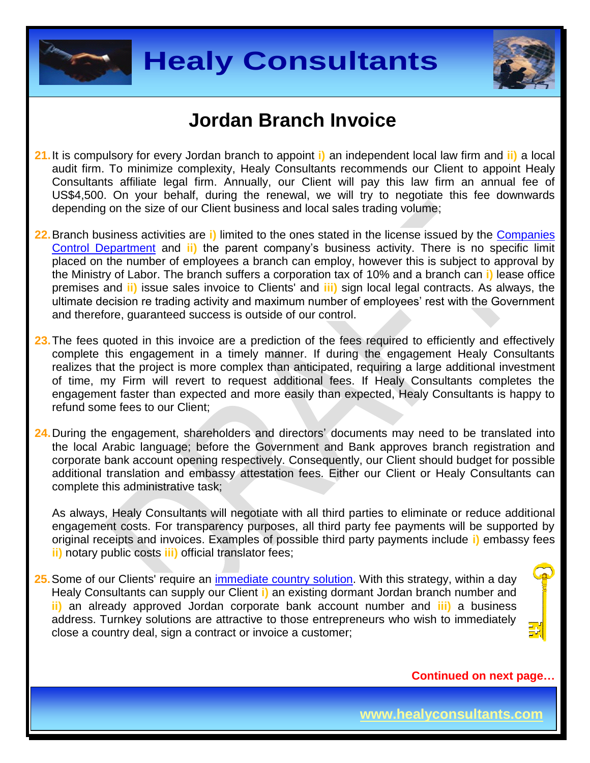# Jordan Branch Invoice

21. It is compulsory for every Jordan branch to appoint **i)** an independent local law firm and **ii)** a local audit firm. To minimize complexity, Healy Consultants recommends our Client to appoint Healy Consultants affiliate legal firm. Annually, our Client will pay this law firm an annual fee of US$4,500. On your behalf, during the renewal, we will try to negotiate this fee downwards depending on the size of our Client business and local sales trading volume;

22. Branch business activities are **i)** limited to the ones stated in the license issued by the Companies Control Department and **ii)** the parent company's business activity. There is no specific limit placed on the number of employees a branch can employ, however this is subject to approval by the Ministry of Labor. The branch suffers a corporation tax of 10% and a branch can **i)** lease office premises and **ii)** issue sales invoice to Clients' and **iii)** sign local legal contracts. As always, the ultimate decision re trading activity and maximum number of employees' rest with the Government and therefore, guaranteed success is outside of our control.

23. The fees quoted in this invoice are a prediction of the fees required to efficiently and effectively complete this engagement in a timely manner. If during the engagement Healy Consultants realizes that the project is more complex than anticipated, requiring a large additional investment of time, my Firm will revert to request additional fees. If Healy Consultants completes the engagement faster than expected and more easily than expected, Healy Consultants is happy to refund some fees to our Client;

24. During the engagement, shareholders and directors' documents may need to be translated into the local Arabic language; before the Government and Bank approves branch registration and corporate bank account opening respectively. Consequently, our Client should budget for possible additional translation and embassy attestation fees. Either our Client or Healy Consultants can complete this administrative task;

    As always, Healy Consultants will negotiate with all third parties to eliminate or reduce additional engagement costs. For transparency purposes, all third party fee payments will be supported by original receipts and invoices. Examples of possible third party payments include **i)** embassy fees **ii)** notary public costs **iii)** official translator fees;

25. Some of our Clients' require an immediate country solution. With this strategy, within a day Healy Consultants can supply our Client **i)** an existing dormant Jordan branch number and **ii)** an already approved Jordan corporate bank account number and **iii)** a business address. Turnkey solutions are attractive to those entrepreneurs who wish to immediately close a country deal, sign a contract or invoice a customer;

**Continued on next page…**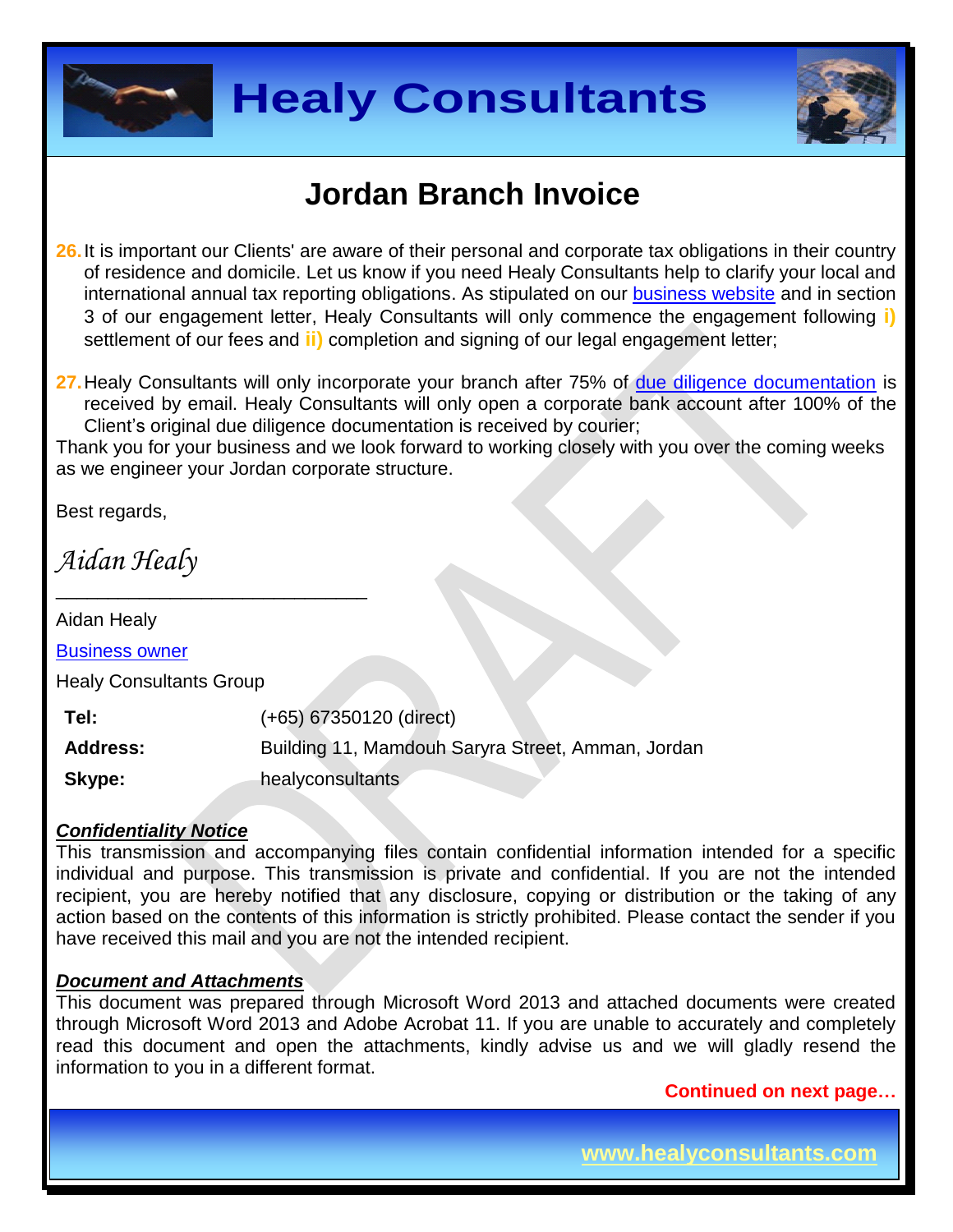# Jordan Branch Invoice

26. It is important our Clients' are aware of their personal and corporate tax obligations in their country of residence and domicile. Let us know if you need Healy Consultants help to clarify your local and international annual tax reporting obligations. As stipulated on our business website and in section 3 of our engagement letter, Healy Consultants will only commence the engagement following **i)** settlement of our fees and **ii)** completion and signing of our legal engagement letter;

27. Healy Consultants will only incorporate your branch after 75% of due diligence documentation is received by email. Healy Consultants will only open a corporate bank account after 100% of the Client's original due diligence documentation is received by courier;

Thank you for your business and we look forward to working closely with you over the coming weeks as we engineer your Jordan corporate structure.

Best regards,

*Aidan Healy*

______________________________

Aidan Healy

Business owner

Healy Consultants Group

| | |
|---|---|
| **Tel:** | (+65) 67350120 (direct) |
| **Address:** | Building 11, Mamdouh Saryra Street, Amman, Jordan |
| **Skype:** | healyconsultants |

***Confidentiality Notice***

This transmission and accompanying files contain confidential information intended for a specific individual and purpose. This transmission is private and confidential. If you are not the intended recipient, you are hereby notified that any disclosure, copying or distribution or the taking of any action based on the contents of this information is strictly prohibited. Please contact the sender if you have received this mail and you are not the intended recipient.

***Document and Attachments***

This document was prepared through Microsoft Word 2013 and attached documents were created through Microsoft Word 2013 and Adobe Acrobat 11. If you are unable to accurately and completely read this document and open the attachments, kindly advise us and we will gladly resend the information to you in a different format.

**Continued on next page…**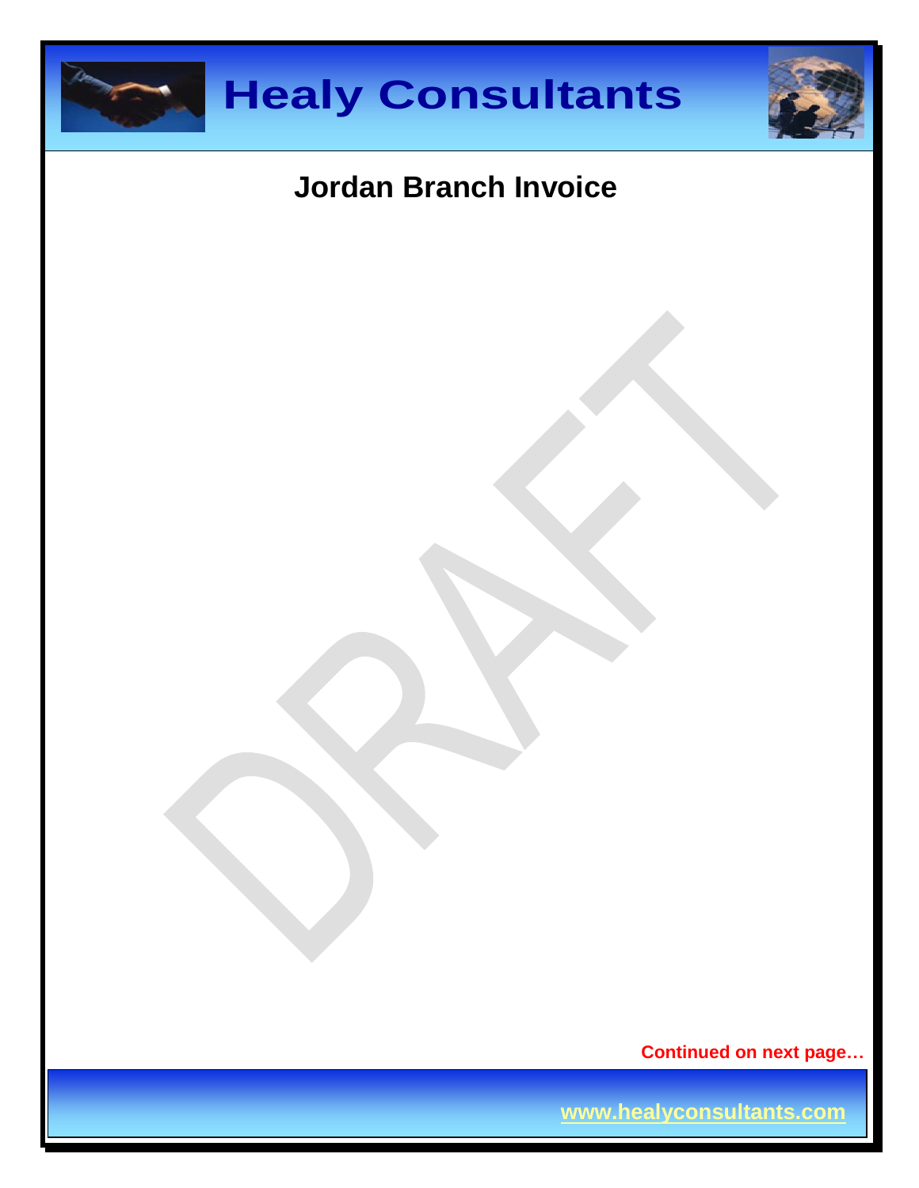# Jordan Branch Invoice

DRAFT

Continued on next page…